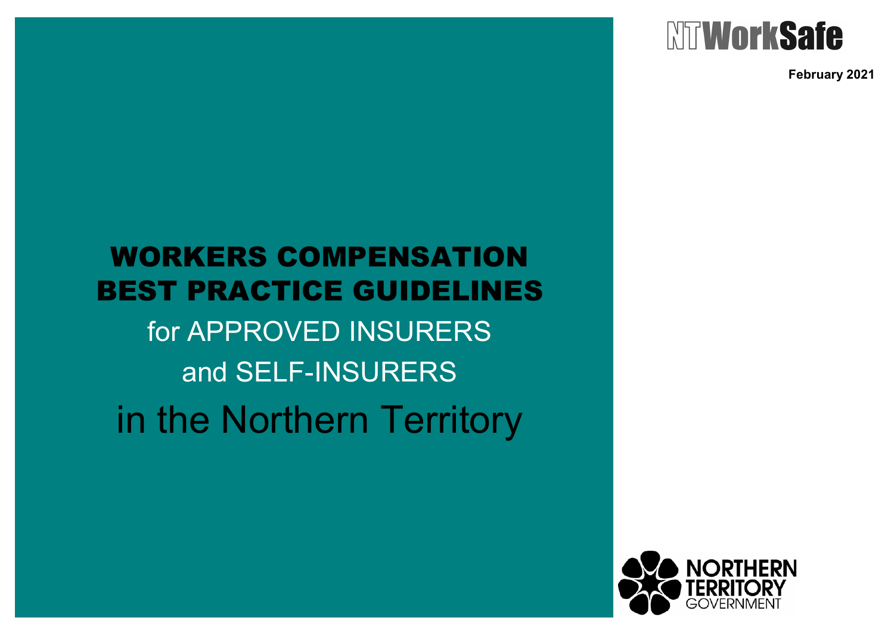NTWorkSafe

**February 2021**

# WORKERS COMPENSATION BEST PRACTICE GUIDELINES

for APPROVED INSURERS

and SELF-INSURERS

in the Northern Territory

NORTHERN TERRITORY GOVERNMENT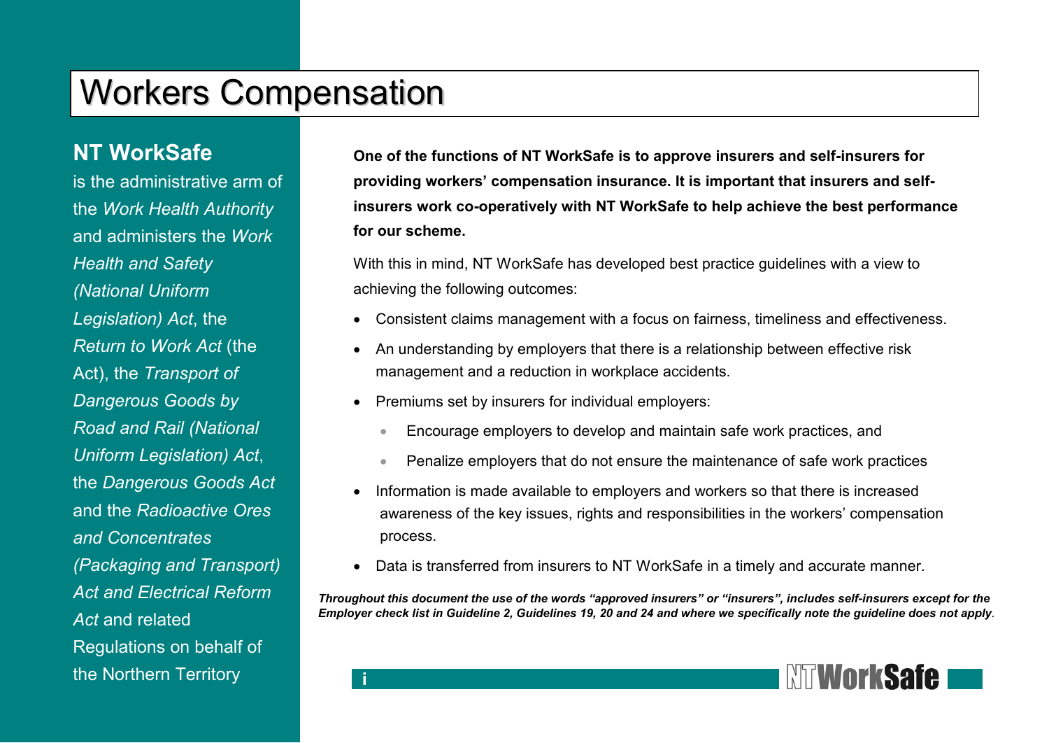# Workers Compensation

## NT WorkSafe

is the administrative arm of the *Work Health Authority* and administers the *Work Health and Safety (National Uniform Legislation) Act*, the *Return to Work Act* (the Act), the *Transport of Dangerous Goods by Road and Rail (National Uniform Legislation) Act*, the *Dangerous Goods Act* and the *Radioactive Ores and Concentrates (Packaging and Transport) Act and Electrical Reform Act* and related Regulations on behalf of the Northern Territory

**One of the functions of NT WorkSafe is to approve insurers and self-insurers for providing workers' compensation insurance. It is important that insurers and self-insurers work co-operatively with NT WorkSafe to help achieve the best performance for our scheme.**

With this in mind, NT WorkSafe has developed best practice guidelines with a view to achieving the following outcomes:

- Consistent claims management with a focus on fairness, timeliness and effectiveness.
- An understanding by employers that there is a relationship between effective risk management and a reduction in workplace accidents.
- Premiums set by insurers for individual employers:
  - Encourage employers to develop and maintain safe work practices, and
  - Penalize employers that do not ensure the maintenance of safe work practices
- Information is made available to employers and workers so that there is increased awareness of the key issues, rights and responsibilities in the workers' compensation process.
- Data is transferred from insurers to NT WorkSafe in a timely and accurate manner.

***Throughout this document the use of the words "approved insurers" or "insurers", includes self-insurers except for the Employer check list in Guideline 2, Guidelines 19, 20 and 24 and where we specifically note the guideline does not apply.***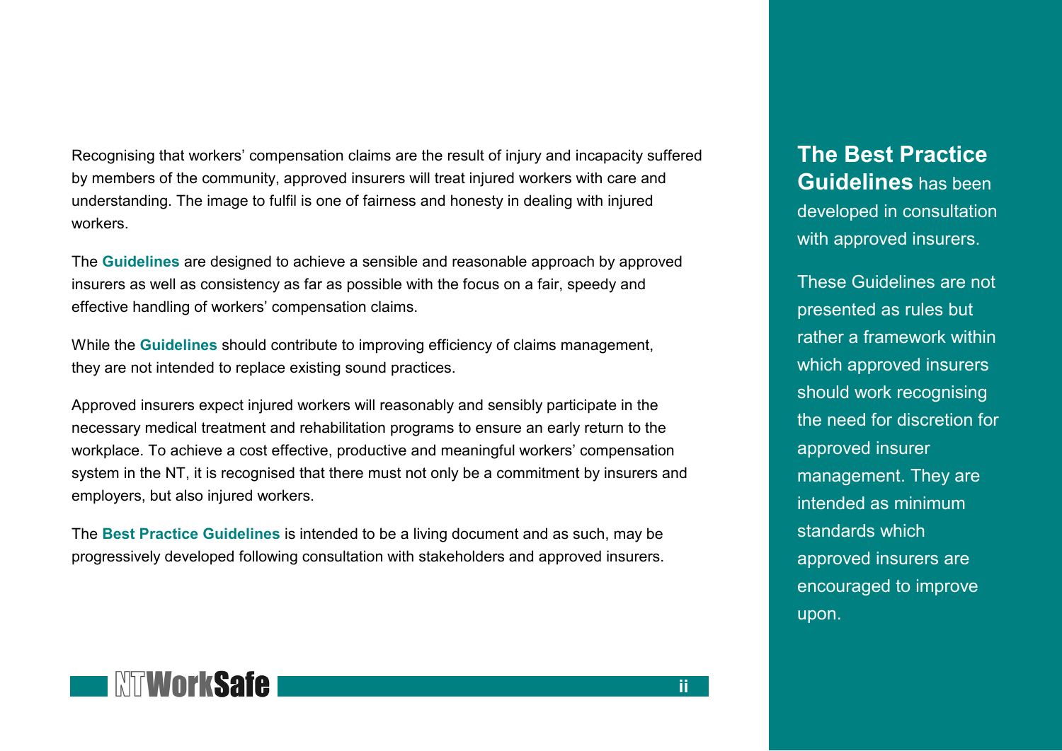Recognising that workers' compensation claims are the result of injury and incapacity suffered by members of the community, approved insurers will treat injured workers with care and understanding. The image to fulfil is one of fairness and honesty in dealing with injured workers.

The **Guidelines** are designed to achieve a sensible and reasonable approach by approved insurers as well as consistency as far as possible with the focus on a fair, speedy and effective handling of workers' compensation claims.

While the **Guidelines** should contribute to improving efficiency of claims management, they are not intended to replace existing sound practices.

Approved insurers expect injured workers will reasonably and sensibly participate in the necessary medical treatment and rehabilitation programs to ensure an early return to the workplace. To achieve a cost effective, productive and meaningful workers' compensation system in the NT, it is recognised that there must not only be a commitment by insurers and employers, but also injured workers.

The **Best Practice Guidelines** is intended to be a living document and as such, may be progressively developed following consultation with stakeholders and approved insurers.

**The Best Practice Guidelines** has been developed in consultation with approved insurers.

These Guidelines are not presented as rules but rather a framework within which approved insurers should work recognising the need for discretion for approved insurer management. They are intended as minimum standards which approved insurers are encouraged to improve upon.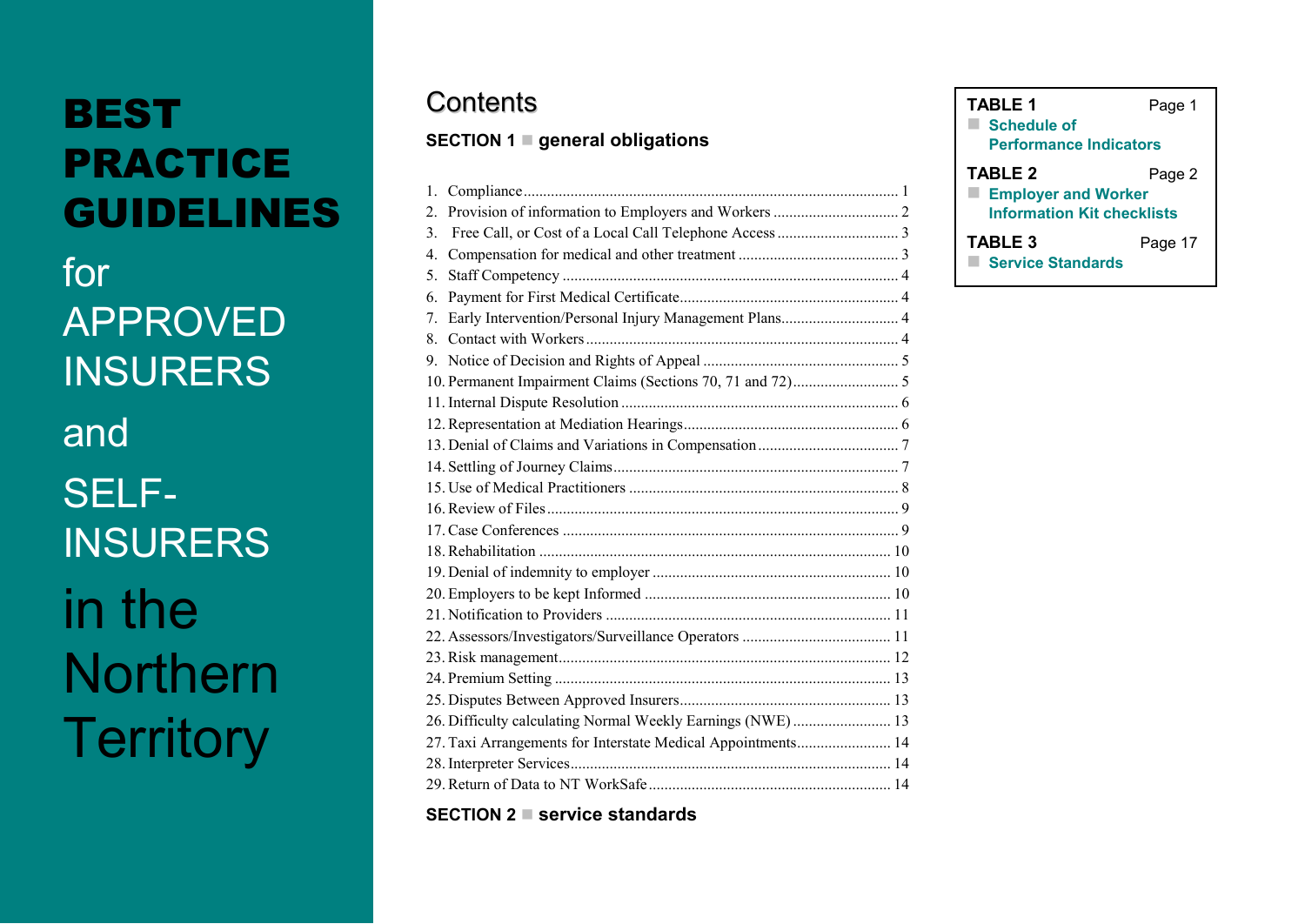# BEST PRACTICE GUIDELINES

for

APPROVED INSURERS

and

SELF-INSURERS

in the Northern Territory

## Contents

### SECTION 1 ■ general obligations

1. Compliance ........ 1
2. Provision of information to Employers and Workers ........ 2
3. Free Call, or Cost of a Local Call Telephone Access ........ 3
4. Compensation for medical and other treatment ........ 3
5. Staff Competency ........ 4
6. Payment for First Medical Certificate ........ 4
7. Early Intervention/Personal Injury Management Plans ........ 4
8. Contact with Workers ........ 4
9. Notice of Decision and Rights of Appeal ........ 5
10. Permanent Impairment Claims (Sections 70, 71 and 72) ........ 5
11. Internal Dispute Resolution ........ 6
12. Representation at Mediation Hearings ........ 6
13. Denial of Claims and Variations in Compensation ........ 7
14. Settling of Journey Claims ........ 7
15. Use of Medical Practitioners ........ 8
16. Review of Files ........ 9
17. Case Conferences ........ 9
18. Rehabilitation ........ 10
19. Denial of indemnity to employer ........ 10
20. Employers to be kept Informed ........ 10
21. Notification to Providers ........ 11
22. Assessors/Investigators/Surveillance Operators ........ 11
23. Risk management ........ 12
24. Premium Setting ........ 13
25. Disputes Between Approved Insurers ........ 13
26. Difficulty calculating Normal Weekly Earnings (NWE) ........ 13
27. Taxi Arrangements for Interstate Medical Appointments ........ 14
28. Interpreter Services ........ 14
29. Return of Data to NT WorkSafe ........ 14

### SECTION 2 ■ service standards

**TABLE 1** Page 1
■ Schedule of Performance Indicators

**TABLE 2** Page 2
■ Employer and Worker Information Kit checklists

**TABLE 3** Page 17
■ Service Standards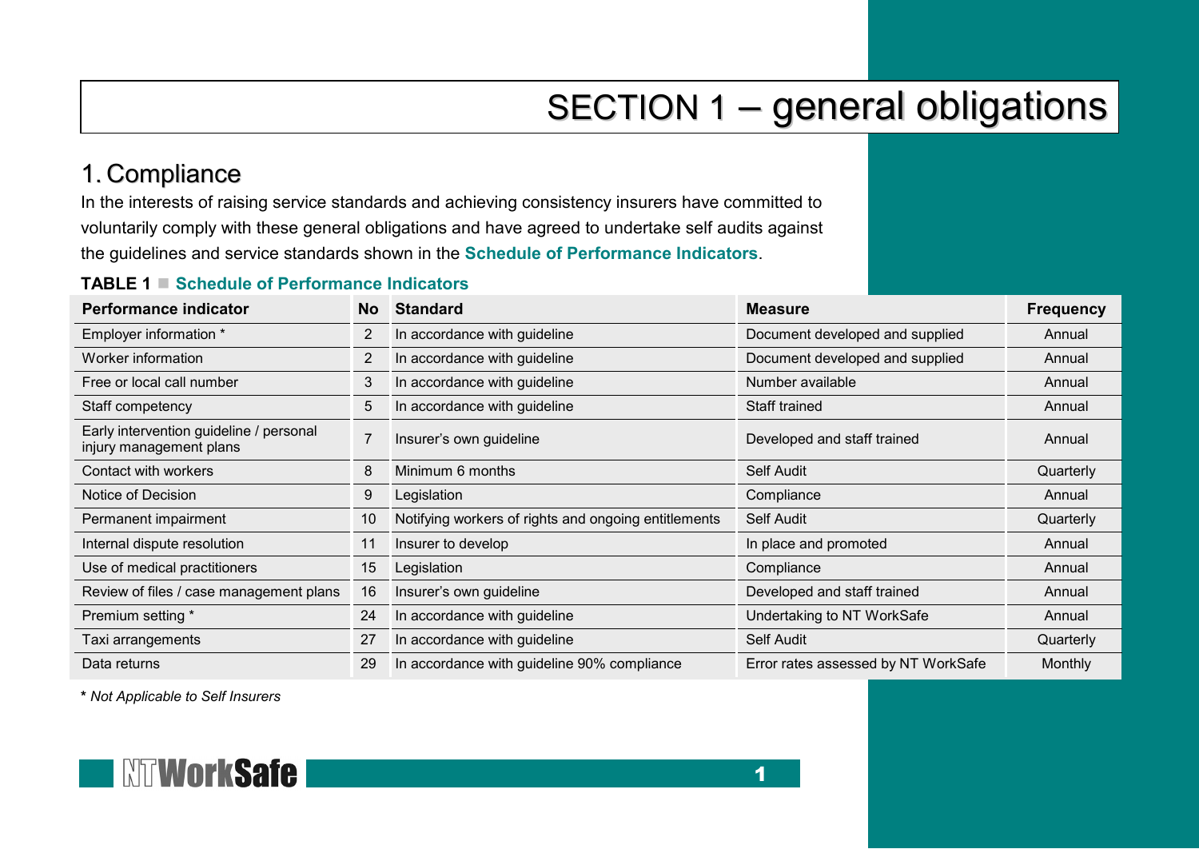# SECTION 1 – general obligations

## 1. Compliance

In the interests of raising service standards and achieving consistency insurers have committed to voluntarily comply with these general obligations and have agreed to undertake self audits against the guidelines and service standards shown in the **Schedule of Performance Indicators**.

**TABLE 1** ■ **Schedule of Performance Indicators**

| Performance indicator | No | Standard | Measure | Frequency |
|---|---|---|---|---|
| Employer information * | 2 | In accordance with guideline | Document developed and supplied | Annual |
| Worker information | 2 | In accordance with guideline | Document developed and supplied | Annual |
| Free or local call number | 3 | In accordance with guideline | Number available | Annual |
| Staff competency | 5 | In accordance with guideline | Staff trained | Annual |
| Early intervention guideline / personal injury management plans | 7 | Insurer's own guideline | Developed and staff trained | Annual |
| Contact with workers | 8 | Minimum 6 months | Self Audit | Quarterly |
| Notice of Decision | 9 | Legislation | Compliance | Annual |
| Permanent impairment | 10 | Notifying workers of rights and ongoing entitlements | Self Audit | Quarterly |
| Internal dispute resolution | 11 | Insurer to develop | In place and promoted | Annual |
| Use of medical practitioners | 15 | Legislation | Compliance | Annual |
| Review of files / case management plans | 16 | Insurer's own guideline | Developed and staff trained | Annual |
| Premium setting * | 24 | In accordance with guideline | Undertaking to NT WorkSafe | Annual |
| Taxi arrangements | 27 | In accordance with guideline | Self Audit | Quarterly |
| Data returns | 29 | In accordance with guideline 90% compliance | Error rates assessed by NT WorkSafe | Monthly |

**\*** *Not Applicable to Self Insurers*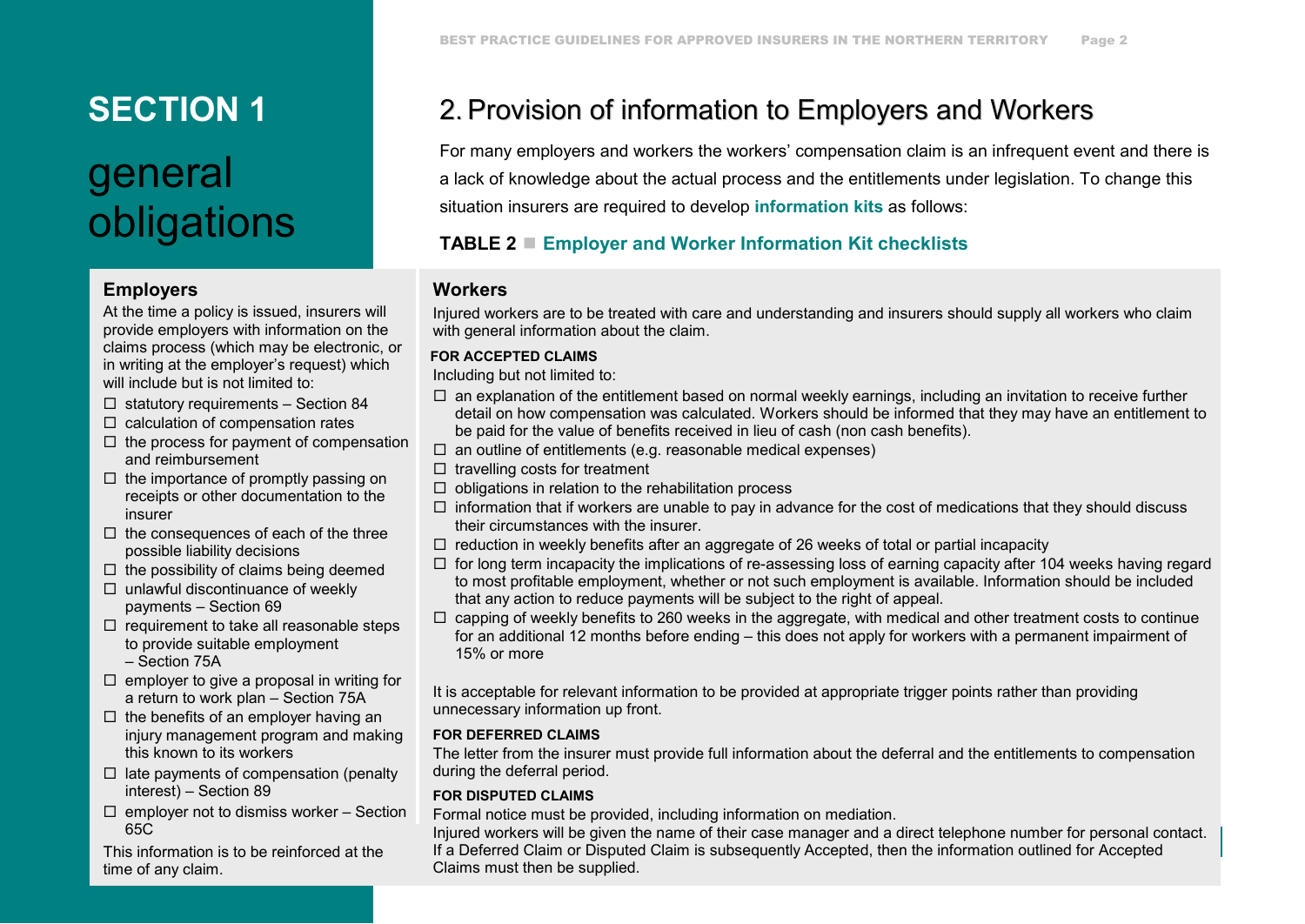# SECTION 1

# general obligations

## 2. Provision of information to Employers and Workers

For many employers and workers the workers' compensation claim is an infrequent event and there is a lack of knowledge about the actual process and the entitlements under legislation. To change this situation insurers are required to develop **information kits** as follows:

**TABLE 2 ■ Employer and Worker Information Kit checklists**

### Employers

At the time a policy is issued, insurers will provide employers with information on the claims process (which may be electronic, or in writing at the employer's request) which will include but is not limited to:

- ☐ statutory requirements – Section 84
- ☐ calculation of compensation rates
- ☐ the process for payment of compensation and reimbursement
- ☐ the importance of promptly passing on receipts or other documentation to the insurer
- ☐ the consequences of each of the three possible liability decisions
- ☐ the possibility of claims being deemed
- ☐ unlawful discontinuance of weekly payments – Section 69
- ☐ requirement to take all reasonable steps to provide suitable employment – Section 75A
- ☐ employer to give a proposal in writing for a return to work plan – Section 75A
- ☐ the benefits of an employer having an injury management program and making this known to its workers
- ☐ late payments of compensation (penalty interest) – Section 89
- ☐ employer not to dismiss worker – Section 65C

This information is to be reinforced at the time of any claim.

### Workers

Injured workers are to be treated with care and understanding and insurers should supply all workers who claim with general information about the claim.

**FOR ACCEPTED CLAIMS**

Including but not limited to:

- ☐ an explanation of the entitlement based on normal weekly earnings, including an invitation to receive further detail on how compensation was calculated. Workers should be informed that they may have an entitlement to be paid for the value of benefits received in lieu of cash (non cash benefits).
- ☐ an outline of entitlements (e.g. reasonable medical expenses)
- ☐ travelling costs for treatment
- ☐ obligations in relation to the rehabilitation process
- ☐ information that if workers are unable to pay in advance for the cost of medications that they should discuss their circumstances with the insurer.
- ☐ reduction in weekly benefits after an aggregate of 26 weeks of total or partial incapacity
- ☐ for long term incapacity the implications of re-assessing loss of earning capacity after 104 weeks having regard to most profitable employment, whether or not such employment is available. Information should be included that any action to reduce payments will be subject to the right of appeal.
- ☐ capping of weekly benefits to 260 weeks in the aggregate, with medical and other treatment costs to continue for an additional 12 months before ending – this does not apply for workers with a permanent impairment of 15% or more

It is acceptable for relevant information to be provided at appropriate trigger points rather than providing unnecessary information up front.

**FOR DEFERRED CLAIMS**

The letter from the insurer must provide full information about the deferral and the entitlements to compensation during the deferral period.

**FOR DISPUTED CLAIMS**

Formal notice must be provided, including information on mediation.

Injured workers will be given the name of their case manager and a direct telephone number for personal contact.

If a Deferred Claim or Disputed Claim is subsequently Accepted, then the information outlined for Accepted Claims must then be supplied.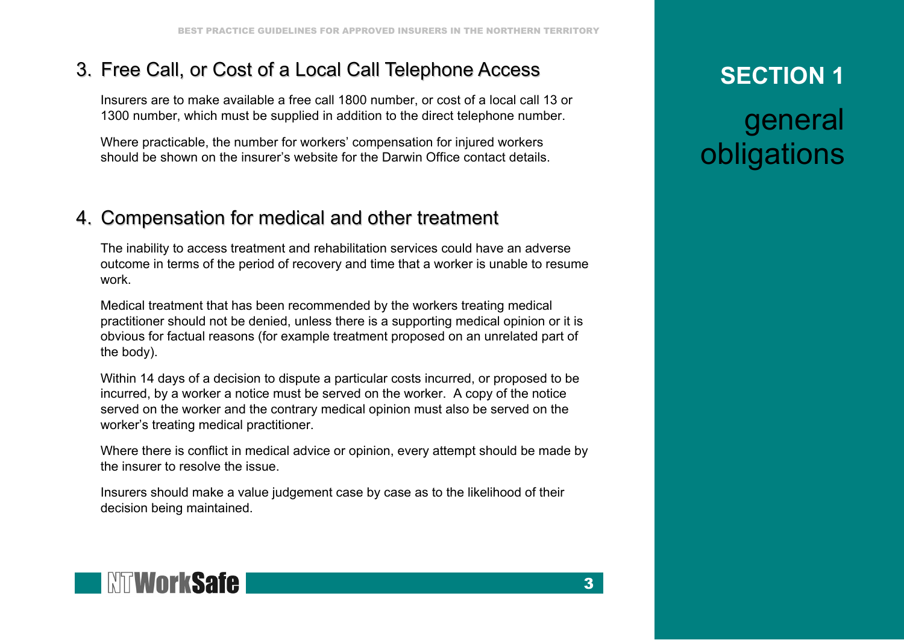## 3. Free Call, or Cost of a Local Call Telephone Access

Insurers are to make available a free call 1800 number, or cost of a local call 13 or 1300 number, which must be supplied in addition to the direct telephone number.

Where practicable, the number for workers' compensation for injured workers should be shown on the insurer's website for the Darwin Office contact details.

## 4. Compensation for medical and other treatment

The inability to access treatment and rehabilitation services could have an adverse outcome in terms of the period of recovery and time that a worker is unable to resume work.

Medical treatment that has been recommended by the workers treating medical practitioner should not be denied, unless there is a supporting medical opinion or it is obvious for factual reasons (for example treatment proposed on an unrelated part of the body).

Within 14 days of a decision to dispute a particular costs incurred, or proposed to be incurred, by a worker a notice must be served on the worker. A copy of the notice served on the worker and the contrary medical opinion must also be served on the worker's treating medical practitioner.

Where there is conflict in medical advice or opinion, every attempt should be made by the insurer to resolve the issue.

Insurers should make a value judgement case by case as to the likelihood of their decision being maintained.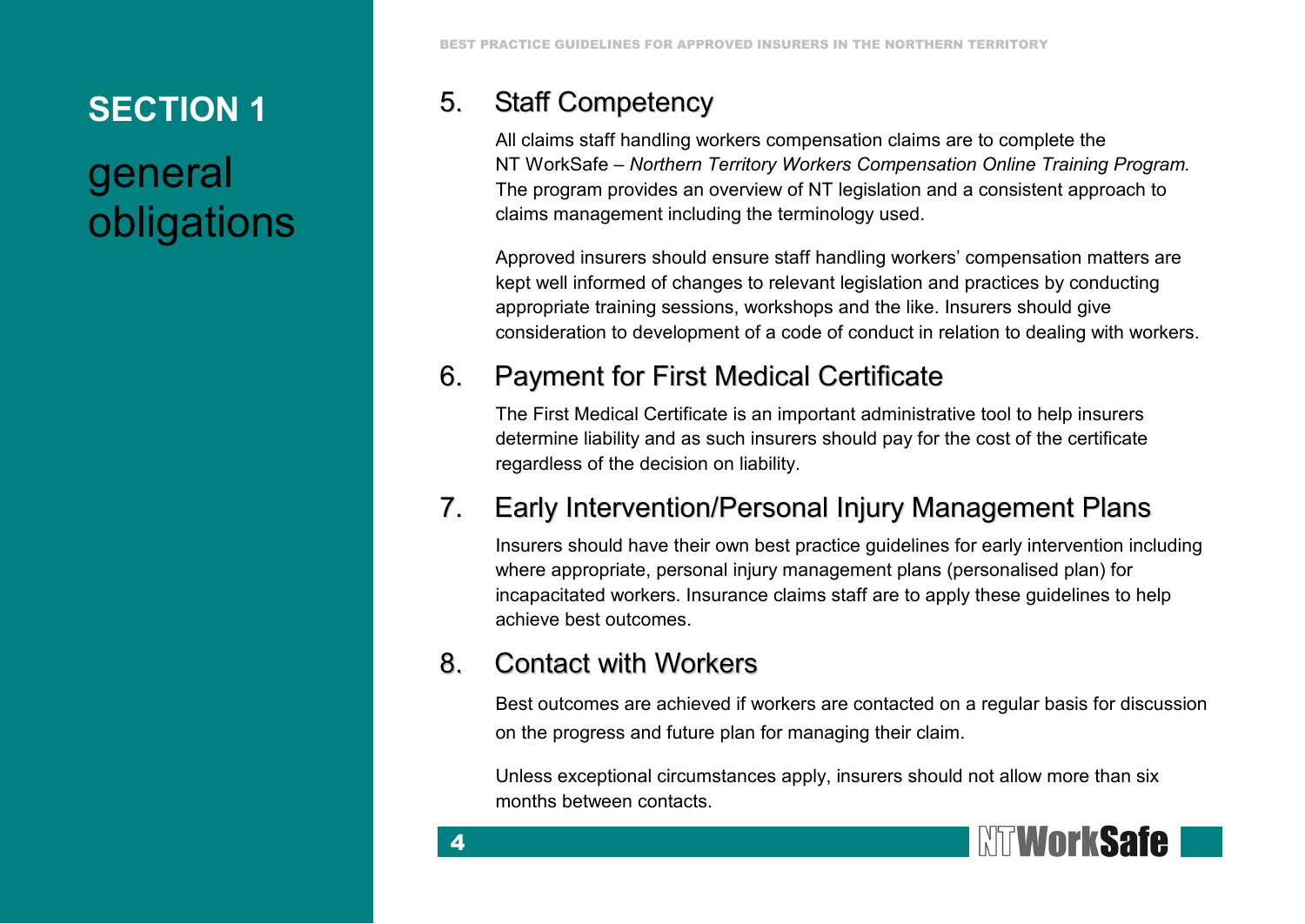# SECTION 1

# general obligations

## 5. Staff Competency

All claims staff handling workers compensation claims are to complete the NT WorkSafe – *Northern Territory Workers Compensation Online Training Program.* The program provides an overview of NT legislation and a consistent approach to claims management including the terminology used.

Approved insurers should ensure staff handling workers' compensation matters are kept well informed of changes to relevant legislation and practices by conducting appropriate training sessions, workshops and the like. Insurers should give consideration to development of a code of conduct in relation to dealing with workers.

## 6. Payment for First Medical Certificate

The First Medical Certificate is an important administrative tool to help insurers determine liability and as such insurers should pay for the cost of the certificate regardless of the decision on liability.

## 7. Early Intervention/Personal Injury Management Plans

Insurers should have their own best practice guidelines for early intervention including where appropriate, personal injury management plans (personalised plan) for incapacitated workers. Insurance claims staff are to apply these guidelines to help achieve best outcomes.

## 8. Contact with Workers

Best outcomes are achieved if workers are contacted on a regular basis for discussion on the progress and future plan for managing their claim.

Unless exceptional circumstances apply, insurers should not allow more than six months between contacts.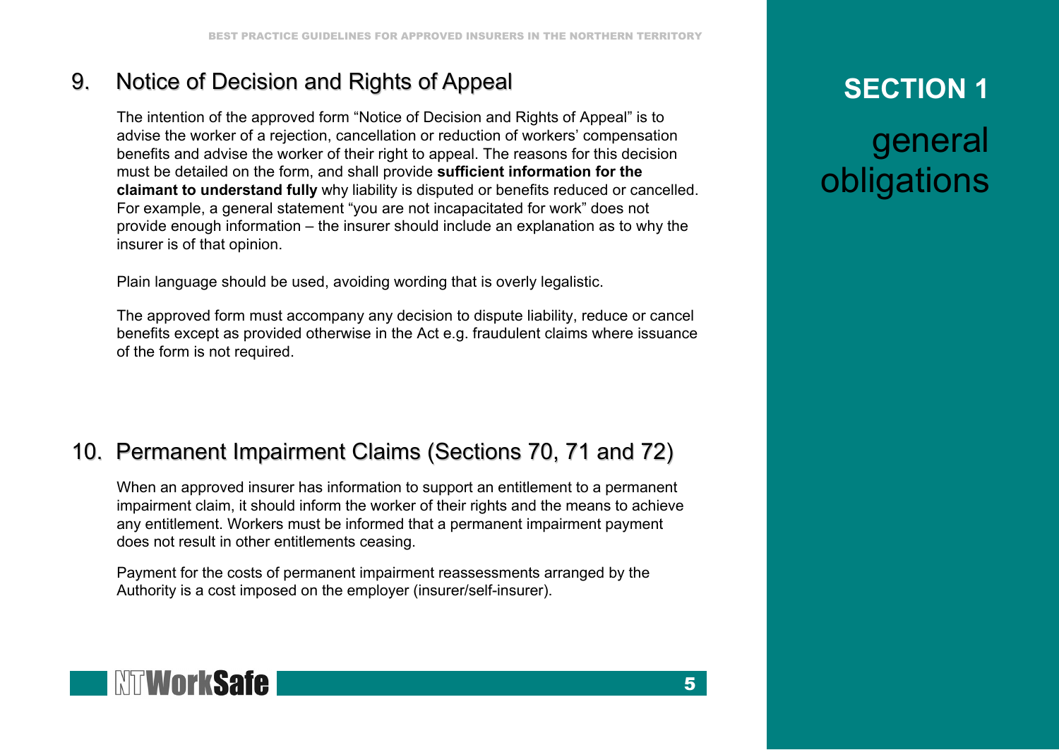## 9. Notice of Decision and Rights of Appeal

The intention of the approved form "Notice of Decision and Rights of Appeal" is to advise the worker of a rejection, cancellation or reduction of workers' compensation benefits and advise the worker of their right to appeal. The reasons for this decision must be detailed on the form, and shall provide **sufficient information for the claimant to understand fully** why liability is disputed or benefits reduced or cancelled. For example, a general statement "you are not incapacitated for work" does not provide enough information – the insurer should include an explanation as to why the insurer is of that opinion.

Plain language should be used, avoiding wording that is overly legalistic.

The approved form must accompany any decision to dispute liability, reduce or cancel benefits except as provided otherwise in the Act e.g. fraudulent claims where issuance of the form is not required.

## 10. Permanent Impairment Claims (Sections 70, 71 and 72)

When an approved insurer has information to support an entitlement to a permanent impairment claim, it should inform the worker of their rights and the means to achieve any entitlement. Workers must be informed that a permanent impairment payment does not result in other entitlements ceasing.

Payment for the costs of permanent impairment reassessments arranged by the Authority is a cost imposed on the employer (insurer/self-insurer).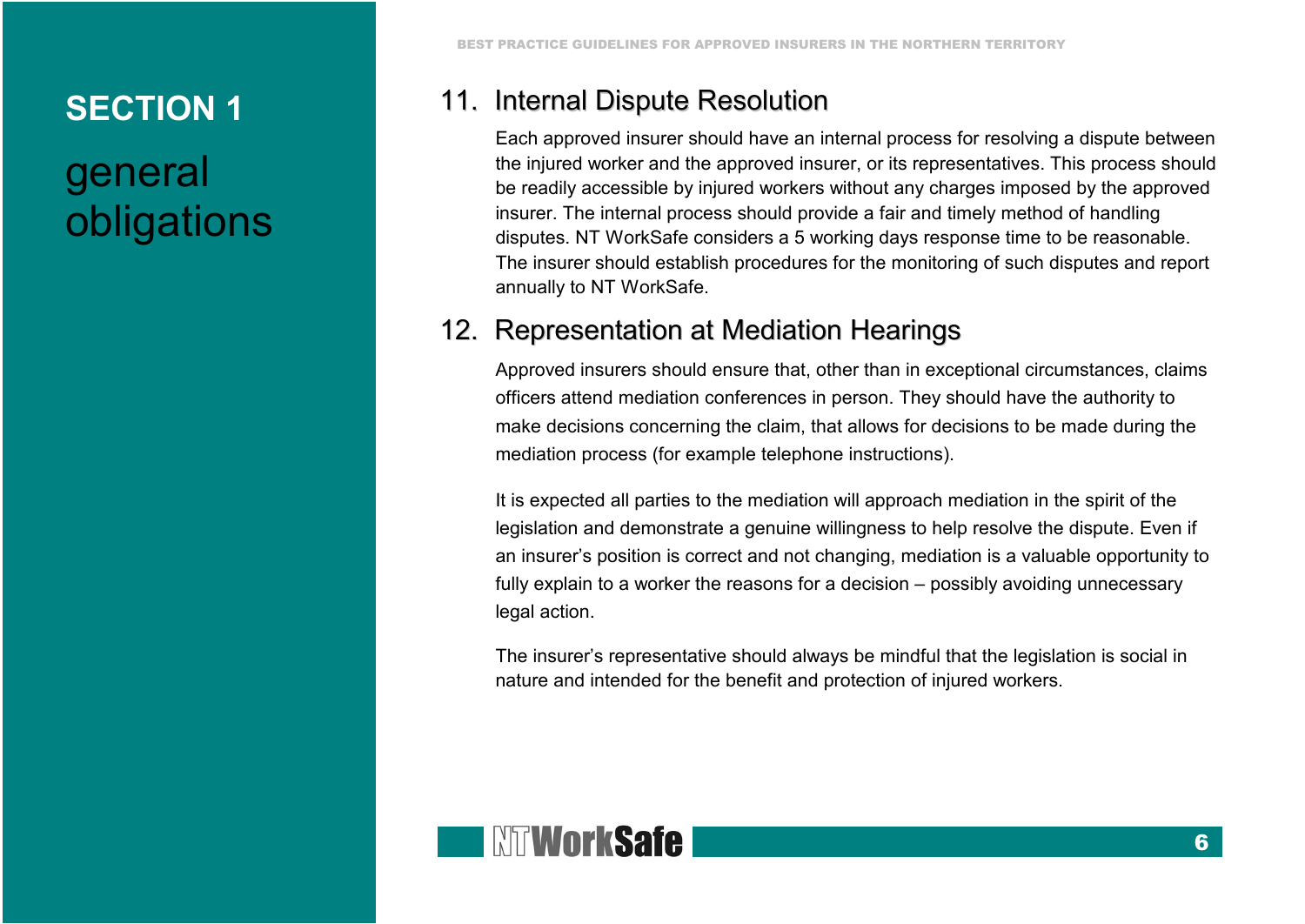# SECTION 1

## general obligations

### 11. Internal Dispute Resolution

Each approved insurer should have an internal process for resolving a dispute between the injured worker and the approved insurer, or its representatives. This process should be readily accessible by injured workers without any charges imposed by the approved insurer. The internal process should provide a fair and timely method of handling disputes. NT WorkSafe considers a 5 working days response time to be reasonable. The insurer should establish procedures for the monitoring of such disputes and report annually to NT WorkSafe.

### 12. Representation at Mediation Hearings

Approved insurers should ensure that, other than in exceptional circumstances, claims officers attend mediation conferences in person. They should have the authority to make decisions concerning the claim, that allows for decisions to be made during the mediation process (for example telephone instructions).

It is expected all parties to the mediation will approach mediation in the spirit of the legislation and demonstrate a genuine willingness to help resolve the dispute. Even if an insurer's position is correct and not changing, mediation is a valuable opportunity to fully explain to a worker the reasons for a decision – possibly avoiding unnecessary legal action.

The insurer's representative should always be mindful that the legislation is social in nature and intended for the benefit and protection of injured workers.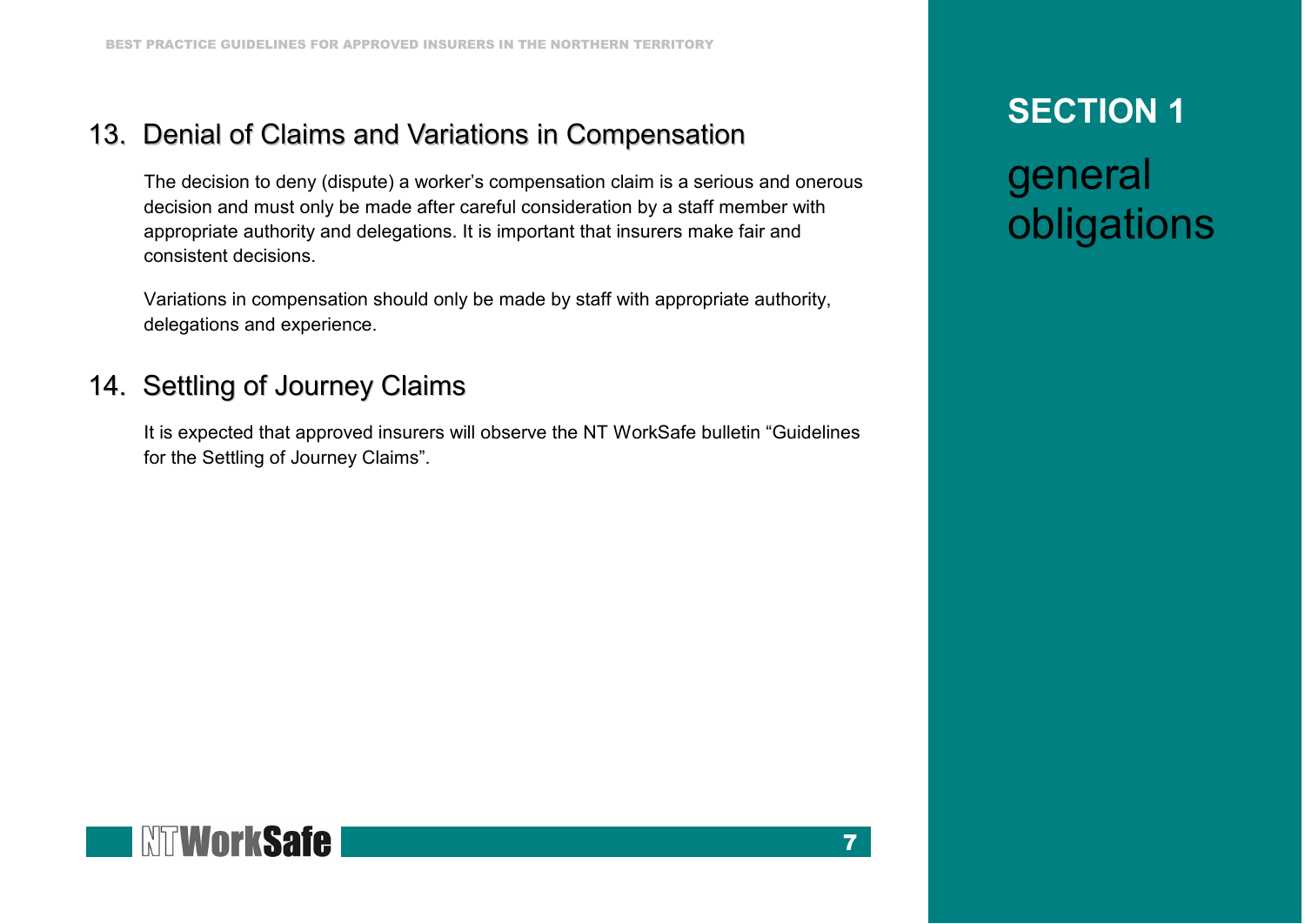## 13. Denial of Claims and Variations in Compensation

The decision to deny (dispute) a worker's compensation claim is a serious and onerous decision and must only be made after careful consideration by a staff member with appropriate authority and delegations. It is important that insurers make fair and consistent decisions.

Variations in compensation should only be made by staff with appropriate authority, delegations and experience.

## 14. Settling of Journey Claims

It is expected that approved insurers will observe the NT WorkSafe bulletin "Guidelines for the Settling of Journey Claims".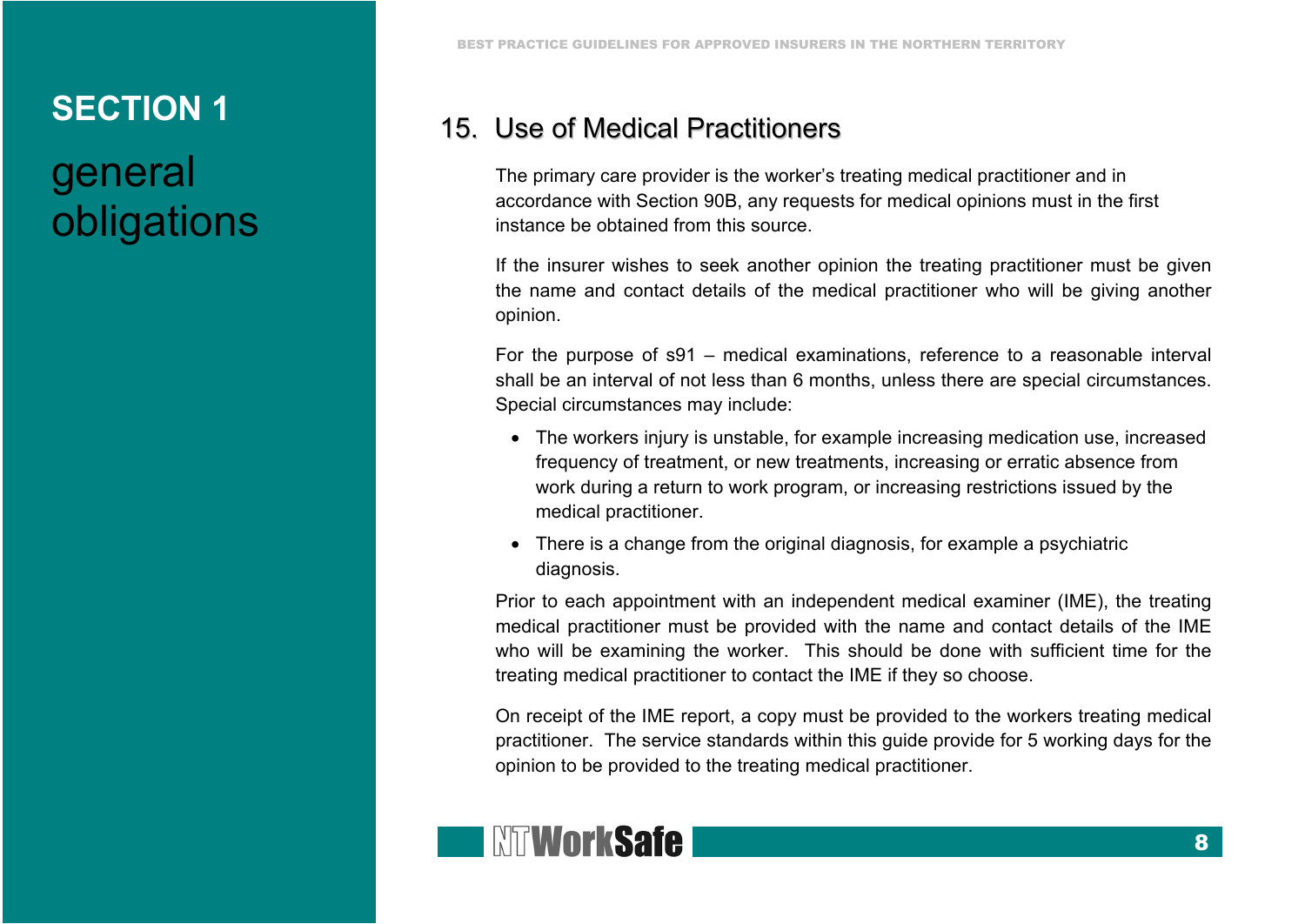# SECTION 1

# general obligations

## 15. Use of Medical Practitioners

The primary care provider is the worker's treating medical practitioner and in accordance with Section 90B, any requests for medical opinions must in the first instance be obtained from this source.

If the insurer wishes to seek another opinion the treating practitioner must be given the name and contact details of the medical practitioner who will be giving another opinion.

For the purpose of s91 – medical examinations, reference to a reasonable interval shall be an interval of not less than 6 months, unless there are special circumstances. Special circumstances may include:

- The workers injury is unstable, for example increasing medication use, increased frequency of treatment, or new treatments, increasing or erratic absence from work during a return to work program, or increasing restrictions issued by the medical practitioner.
- There is a change from the original diagnosis, for example a psychiatric diagnosis.

Prior to each appointment with an independent medical examiner (IME), the treating medical practitioner must be provided with the name and contact details of the IME who will be examining the worker. This should be done with sufficient time for the treating medical practitioner to contact the IME if they so choose.

On receipt of the IME report, a copy must be provided to the workers treating medical practitioner. The service standards within this guide provide for 5 working days for the opinion to be provided to the treating medical practitioner.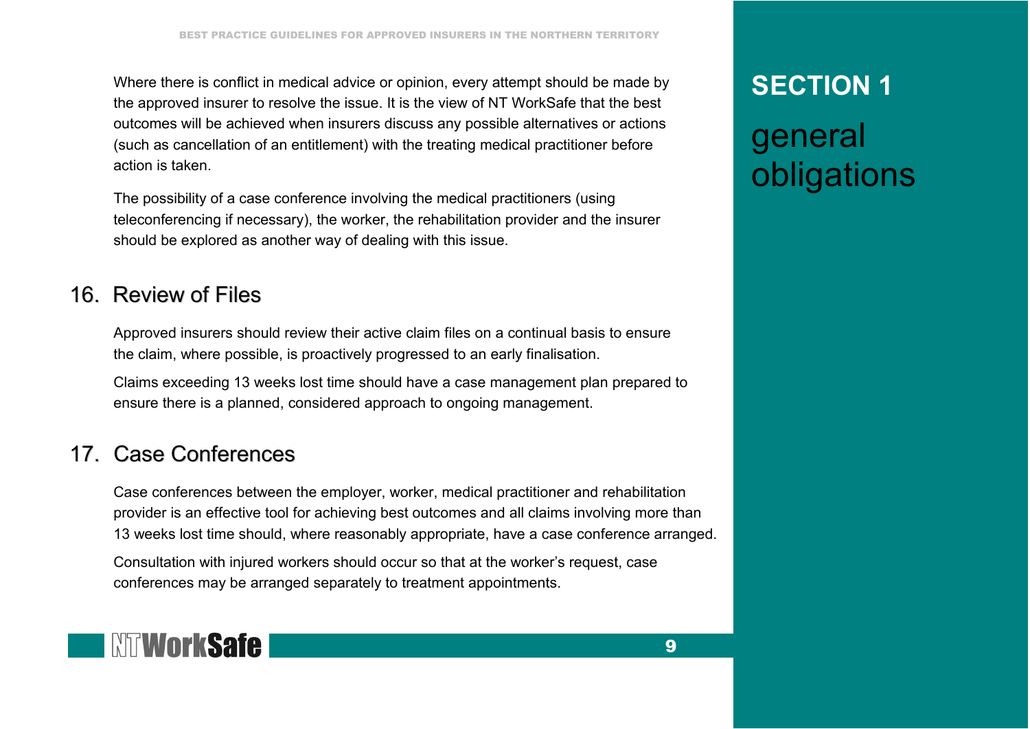Where there is conflict in medical advice or opinion, every attempt should be made by the approved insurer to resolve the issue. It is the view of NT WorkSafe that the best outcomes will be achieved when insurers discuss any possible alternatives or actions (such as cancellation of an entitlement) with the treating medical practitioner before action is taken.

The possibility of a case conference involving the medical practitioners (using teleconferencing if necessary), the worker, the rehabilitation provider and the insurer should be explored as another way of dealing with this issue.

## 16. Review of Files

Approved insurers should review their active claim files on a continual basis to ensure the claim, where possible, is proactively progressed to an early finalisation.

Claims exceeding 13 weeks lost time should have a case management plan prepared to ensure there is a planned, considered approach to ongoing management.

## 17. Case Conferences

Case conferences between the employer, worker, medical practitioner and rehabilitation provider is an effective tool for achieving best outcomes and all claims involving more than 13 weeks lost time should, where reasonably appropriate, have a case conference arranged.

Consultation with injured workers should occur so that at the worker's request, case conferences may be arranged separately to treatment appointments.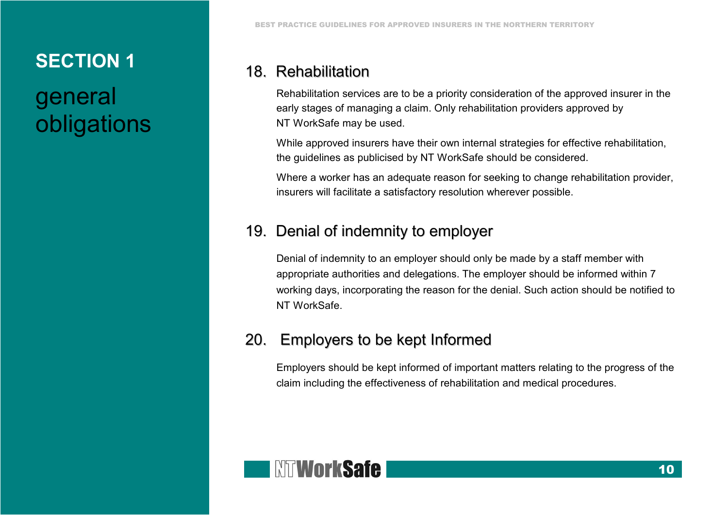# SECTION 1

general obligations

## 18. Rehabilitation

Rehabilitation services are to be a priority consideration of the approved insurer in the early stages of managing a claim. Only rehabilitation providers approved by NT WorkSafe may be used.

While approved insurers have their own internal strategies for effective rehabilitation, the guidelines as publicised by NT WorkSafe should be considered.

Where a worker has an adequate reason for seeking to change rehabilitation provider, insurers will facilitate a satisfactory resolution wherever possible.

## 19. Denial of indemnity to employer

Denial of indemnity to an employer should only be made by a staff member with appropriate authorities and delegations. The employer should be informed within 7 working days, incorporating the reason for the denial. Such action should be notified to NT WorkSafe.

## 20. Employers to be kept Informed

Employers should be kept informed of important matters relating to the progress of the claim including the effectiveness of rehabilitation and medical procedures.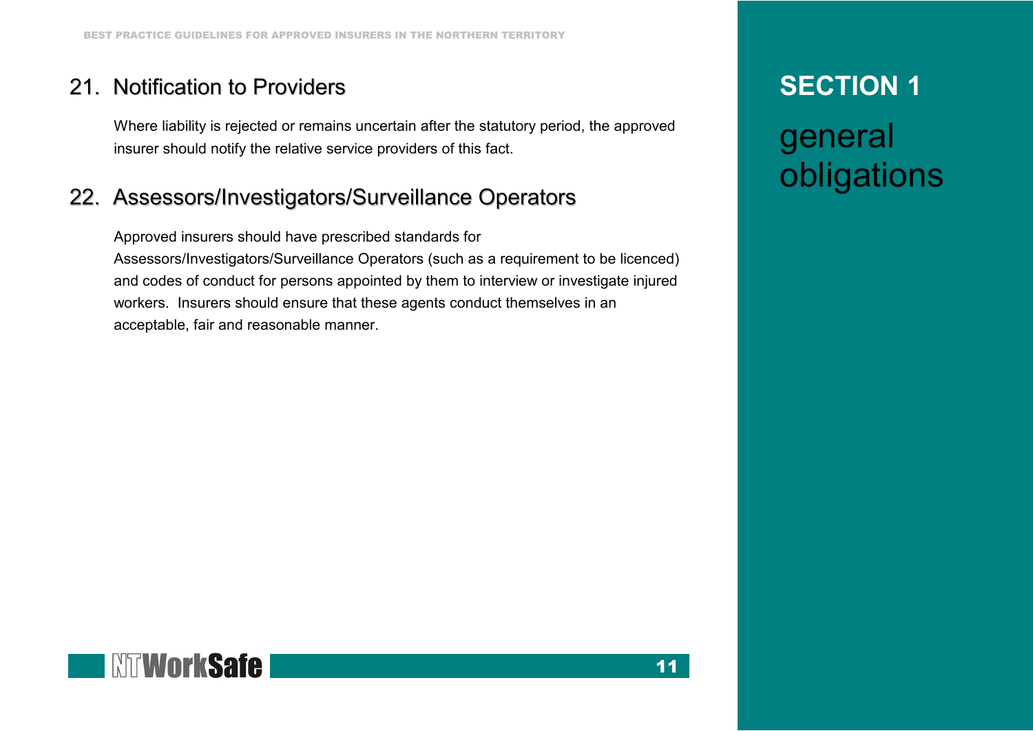## 21. Notification to Providers

Where liability is rejected or remains uncertain after the statutory period, the approved insurer should notify the relative service providers of this fact.

## 22. Assessors/Investigators/Surveillance Operators

Approved insurers should have prescribed standards for Assessors/Investigators/Surveillance Operators (such as a requirement to be licenced) and codes of conduct for persons appointed by them to interview or investigate injured workers. Insurers should ensure that these agents conduct themselves in an acceptable, fair and reasonable manner.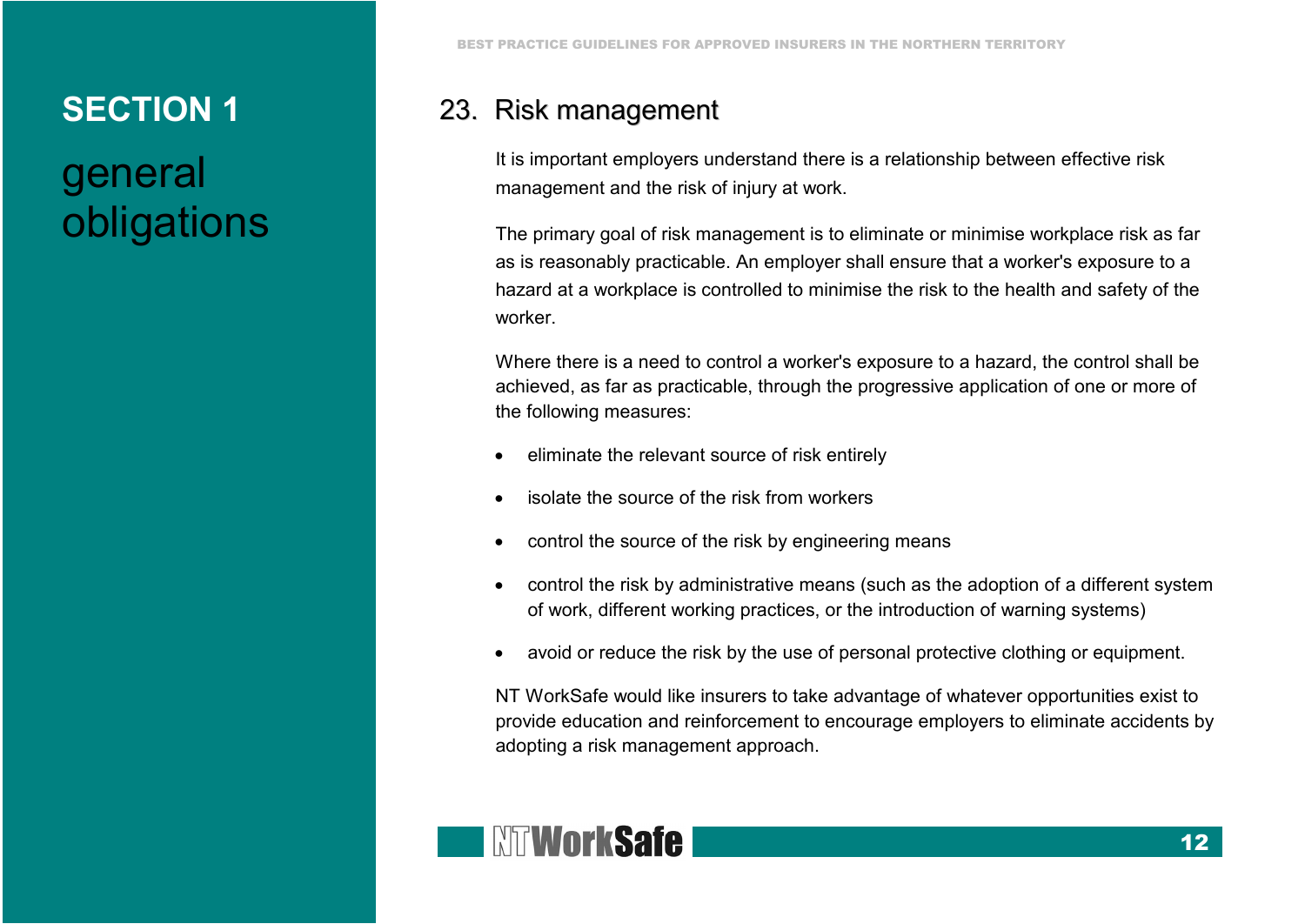## 23. Risk management

It is important employers understand there is a relationship between effective risk management and the risk of injury at work.

The primary goal of risk management is to eliminate or minimise workplace risk as far as is reasonably practicable. An employer shall ensure that a worker's exposure to a hazard at a workplace is controlled to minimise the risk to the health and safety of the worker.

Where there is a need to control a worker's exposure to a hazard, the control shall be achieved, as far as practicable, through the progressive application of one or more of the following measures:

- eliminate the relevant source of risk entirely
- isolate the source of the risk from workers
- control the source of the risk by engineering means
- control the risk by administrative means (such as the adoption of a different system of work, different working practices, or the introduction of warning systems)
- avoid or reduce the risk by the use of personal protective clothing or equipment.

NT WorkSafe would like insurers to take advantage of whatever opportunities exist to provide education and reinforcement to encourage employers to eliminate accidents by adopting a risk management approach.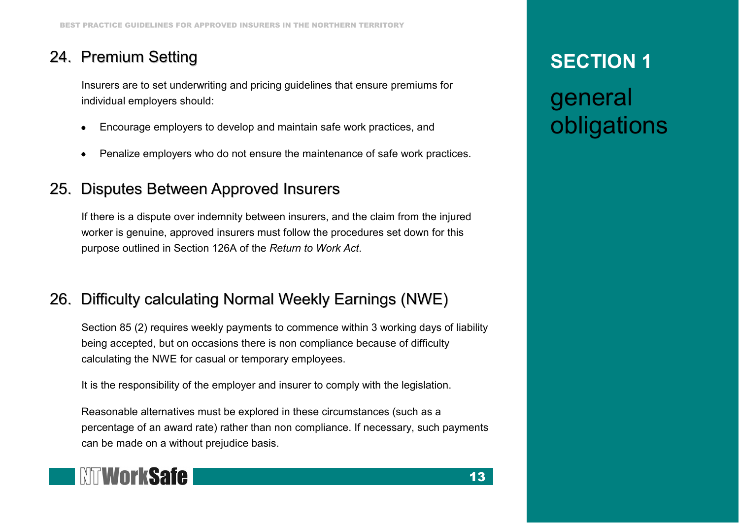## 24. Premium Setting

Insurers are to set underwriting and pricing guidelines that ensure premiums for individual employers should:

- Encourage employers to develop and maintain safe work practices, and
- Penalize employers who do not ensure the maintenance of safe work practices.

## 25. Disputes Between Approved Insurers

If there is a dispute over indemnity between insurers, and the claim from the injured worker is genuine, approved insurers must follow the procedures set down for this purpose outlined in Section 126A of the *Return to Work Act*.

## 26. Difficulty calculating Normal Weekly Earnings (NWE)

Section 85 (2) requires weekly payments to commence within 3 working days of liability being accepted, but on occasions there is non compliance because of difficulty calculating the NWE for casual or temporary employees.

It is the responsibility of the employer and insurer to comply with the legislation.

Reasonable alternatives must be explored in these circumstances (such as a percentage of an award rate) rather than non compliance. If necessary, such payments can be made on a without prejudice basis.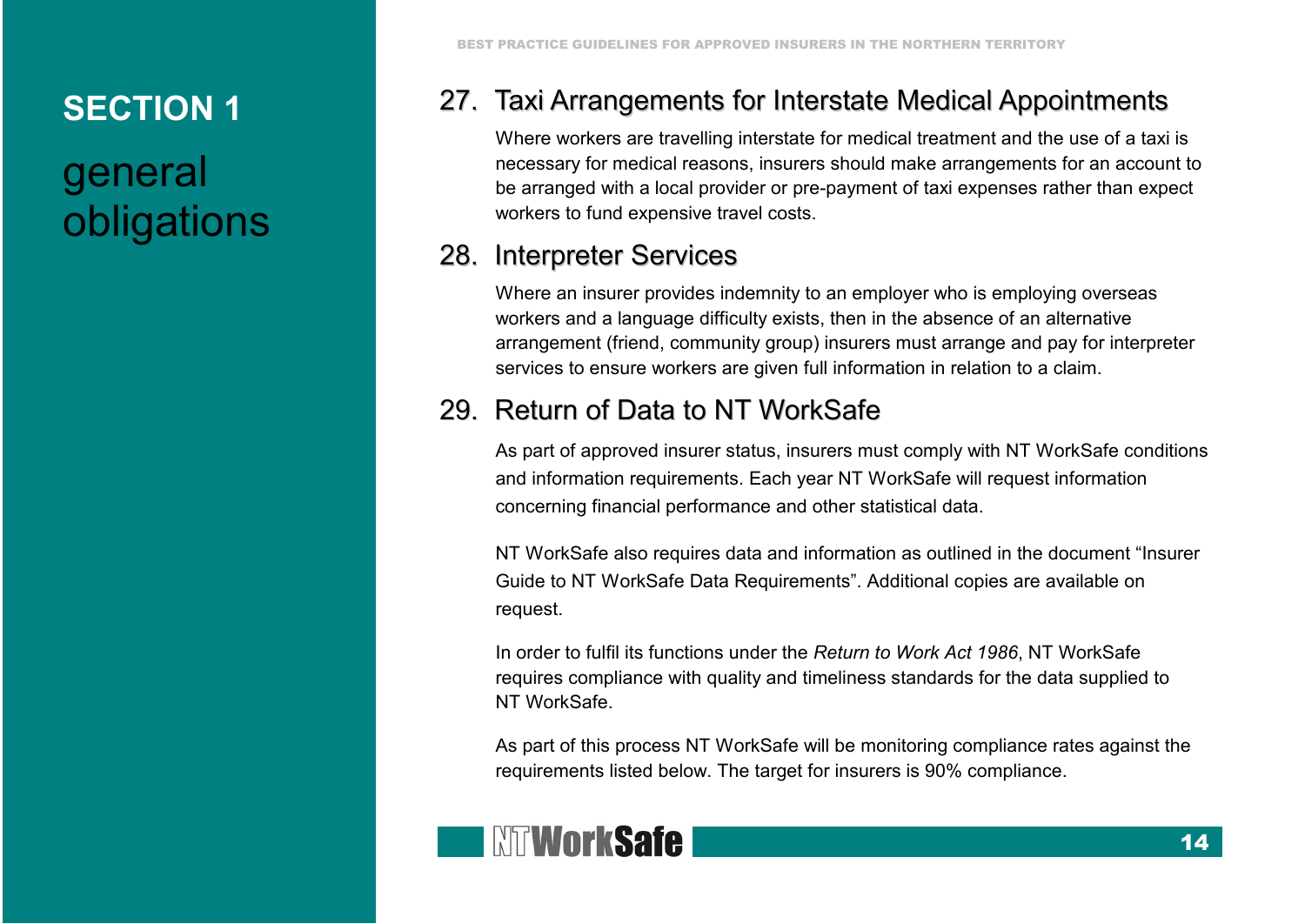# SECTION 1

# general obligations

## 27. Taxi Arrangements for Interstate Medical Appointments

Where workers are travelling interstate for medical treatment and the use of a taxi is necessary for medical reasons, insurers should make arrangements for an account to be arranged with a local provider or pre-payment of taxi expenses rather than expect workers to fund expensive travel costs.

## 28. Interpreter Services

Where an insurer provides indemnity to an employer who is employing overseas workers and a language difficulty exists, then in the absence of an alternative arrangement (friend, community group) insurers must arrange and pay for interpreter services to ensure workers are given full information in relation to a claim.

## 29. Return of Data to NT WorkSafe

As part of approved insurer status, insurers must comply with NT WorkSafe conditions and information requirements. Each year NT WorkSafe will request information concerning financial performance and other statistical data.

NT WorkSafe also requires data and information as outlined in the document "Insurer Guide to NT WorkSafe Data Requirements". Additional copies are available on request.

In order to fulfil its functions under the *Return to Work Act 1986*, NT WorkSafe requires compliance with quality and timeliness standards for the data supplied to NT WorkSafe.

As part of this process NT WorkSafe will be monitoring compliance rates against the requirements listed below. The target for insurers is 90% compliance.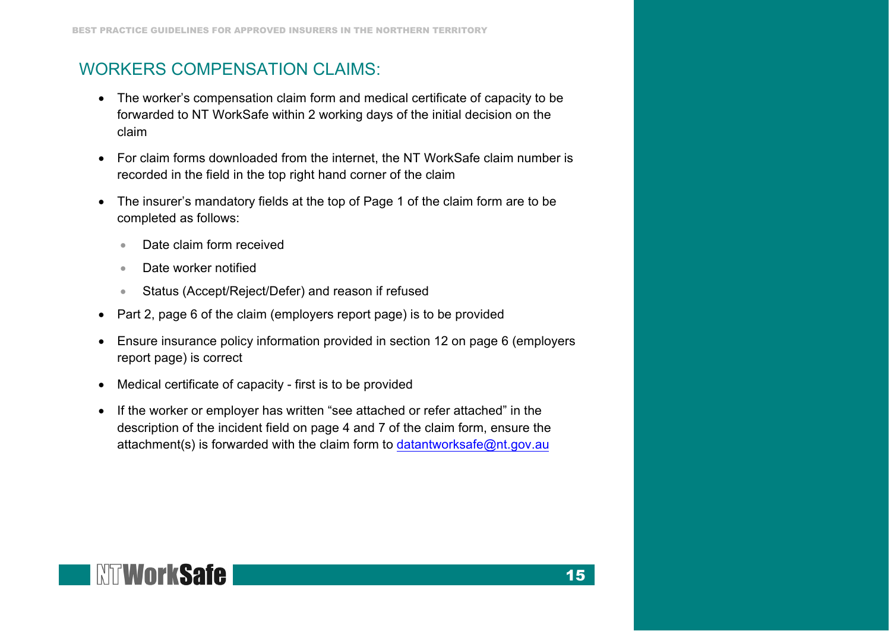## WORKERS COMPENSATION CLAIMS:

- The worker's compensation claim form and medical certificate of capacity to be forwarded to NT WorkSafe within 2 working days of the initial decision on the claim
- For claim forms downloaded from the internet, the NT WorkSafe claim number is recorded in the field in the top right hand corner of the claim
- The insurer's mandatory fields at the top of Page 1 of the claim form are to be completed as follows:
  - Date claim form received
  - Date worker notified
  - Status (Accept/Reject/Defer) and reason if refused
- Part 2, page 6 of the claim (employers report page) is to be provided
- Ensure insurance policy information provided in section 12 on page 6 (employers report page) is correct
- Medical certificate of capacity - first is to be provided
- If the worker or employer has written "see attached or refer attached" in the description of the incident field on page 4 and 7 of the claim form, ensure the attachment(s) is forwarded with the claim form to datantworksafe@nt.gov.au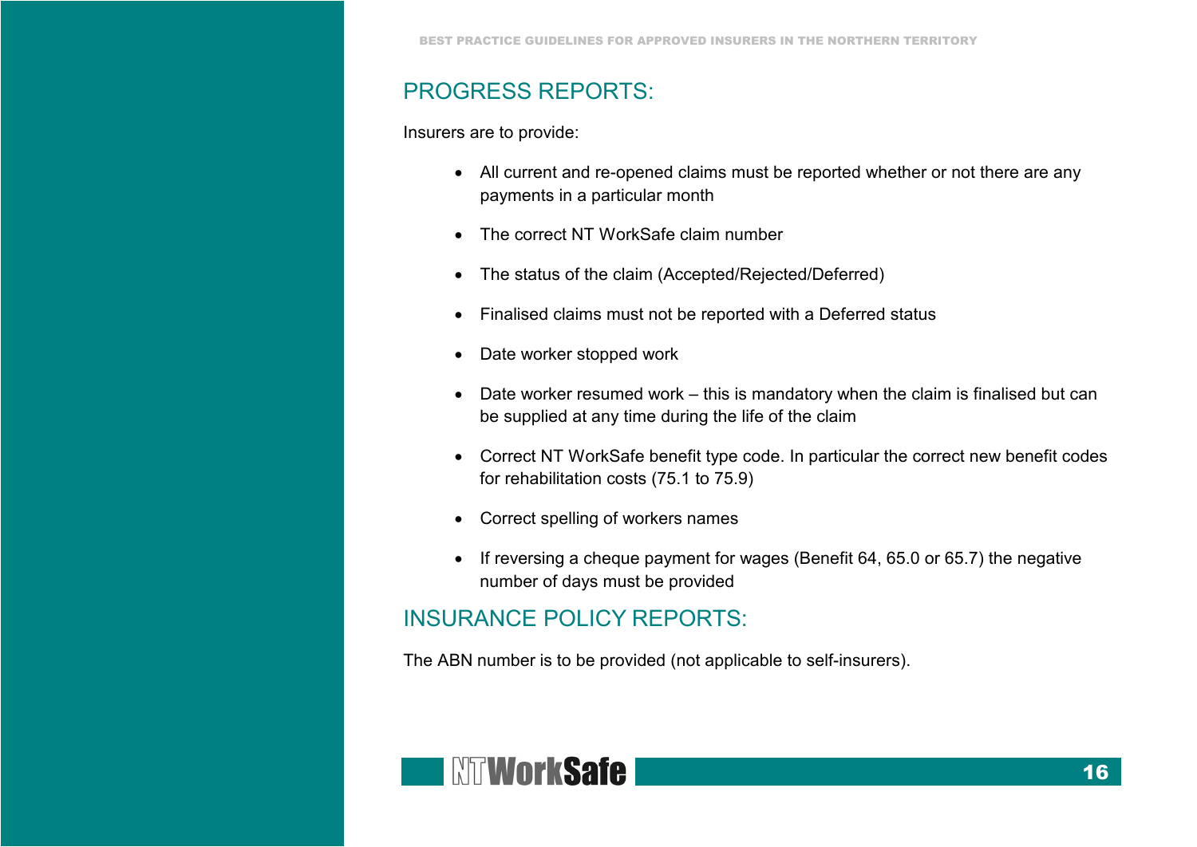## PROGRESS REPORTS:

Insurers are to provide:

- All current and re-opened claims must be reported whether or not there are any payments in a particular month
- The correct NT WorkSafe claim number
- The status of the claim (Accepted/Rejected/Deferred)
- Finalised claims must not be reported with a Deferred status
- Date worker stopped work
- Date worker resumed work – this is mandatory when the claim is finalised but can be supplied at any time during the life of the claim
- Correct NT WorkSafe benefit type code. In particular the correct new benefit codes for rehabilitation costs (75.1 to 75.9)
- Correct spelling of workers names
- If reversing a cheque payment for wages (Benefit 64, 65.0 or 65.7) the negative number of days must be provided

## INSURANCE POLICY REPORTS:

The ABN number is to be provided (not applicable to self-insurers).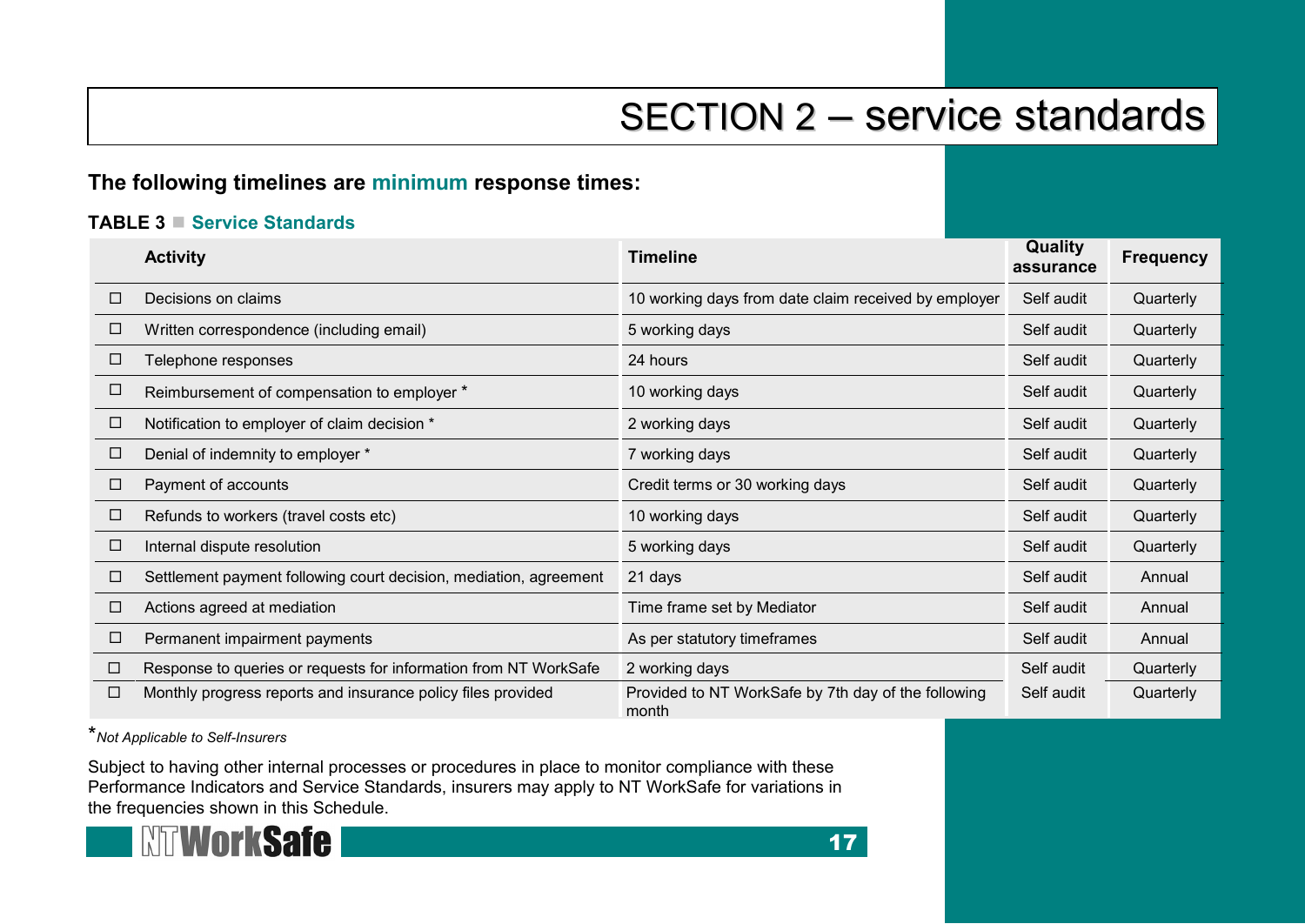# SECTION 2 – service standards

**The following timelines are minimum response times:**

**TABLE 3 ■ Service Standards**

| | Activity | Timeline | Quality assurance | Frequency |
|---|---|---|---|---|
| ☐ | Decisions on claims | 10 working days from date claim received by employer | Self audit | Quarterly |
| ☐ | Written correspondence (including email) | 5 working days | Self audit | Quarterly |
| ☐ | Telephone responses | 24 hours | Self audit | Quarterly |
| ☐ | Reimbursement of compensation to employer * | 10 working days | Self audit | Quarterly |
| ☐ | Notification to employer of claim decision * | 2 working days | Self audit | Quarterly |
| ☐ | Denial of indemnity to employer * | 7 working days | Self audit | Quarterly |
| ☐ | Payment of accounts | Credit terms or 30 working days | Self audit | Quarterly |
| ☐ | Refunds to workers (travel costs etc) | 10 working days | Self audit | Quarterly |
| ☐ | Internal dispute resolution | 5 working days | Self audit | Quarterly |
| ☐ | Settlement payment following court decision, mediation, agreement | 21 days | Self audit | Annual |
| ☐ | Actions agreed at mediation | Time frame set by Mediator | Self audit | Annual |
| ☐ | Permanent impairment payments | As per statutory timeframes | Self audit | Annual |
| ☐ | Response to queries or requests for information from NT WorkSafe | 2 working days | Self audit | Quarterly |
| ☐ | Monthly progress reports and insurance policy files provided | Provided to NT WorkSafe by 7th day of the following month | Self audit | Quarterly |

**Not Applicable to Self-Insurers*

Subject to having other internal processes or procedures in place to monitor compliance with these Performance Indicators and Service Standards, insurers may apply to NT WorkSafe for variations in the frequencies shown in this Schedule.